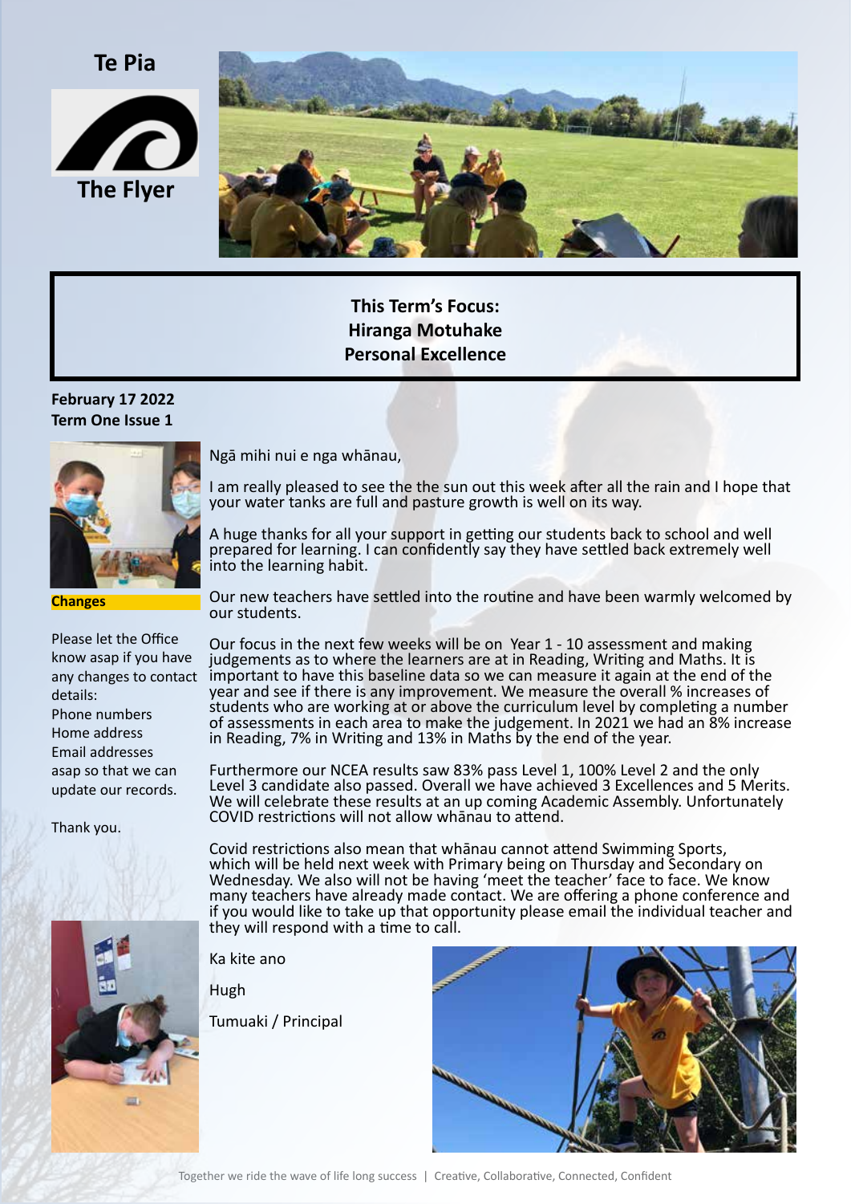# Te Pia

## The Flyer

**This Term's Focus:**
**Hiranga Motuhake**
**Personal Excellence**

**February 17 2022**
**Term One Issue 1**

**Changes**

Please let the Office know asap if you have any changes to contact details:
Phone numbers
Home address
Email addresses
asap so that we can update our records.

Thank you.

Ngā mihi nui e nga whānau,

I am really pleased to see the the sun out this week after all the rain and I hope that your water tanks are full and pasture growth is well on its way.

A huge thanks for all your support in getting our students back to school and well prepared for learning. I can confidently say they have settled back extremely well into the learning habit.

Our new teachers have settled into the routine and have been warmly welcomed by our students.

Our focus in the next few weeks will be on Year 1 - 10 assessment and making judgements as to where the learners are at in Reading, Writing and Maths. It is important to have this baseline data so we can measure it again at the end of the year and see if there is any improvement. We measure the overall % increases of students who are working at or above the curriculum level by completing a number of assessments in each area to make the judgement. In 2021 we had an 8% increase in Reading, 7% in Writing and 13% in Maths by the end of the year.

Furthermore our NCEA results saw 83% pass Level 1, 100% Level 2 and the only Level 3 candidate also passed. Overall we have achieved 3 Excellences and 5 Merits. We will celebrate these results at an up coming Academic Assembly. Unfortunately COVID restrictions will not allow whānau to attend.

Covid restrictions also mean that whānau cannot attend Swimming Sports, which will be held next week with Primary being on Thursday and Secondary on Wednesday. We also will not be having 'meet the teacher' face to face. We know many teachers have already made contact. We are offering a phone conference and if you would like to take up that opportunity please email the individual teacher and they will respond with a time to call.

Ka kite ano

Hugh

Tumuaki / Principal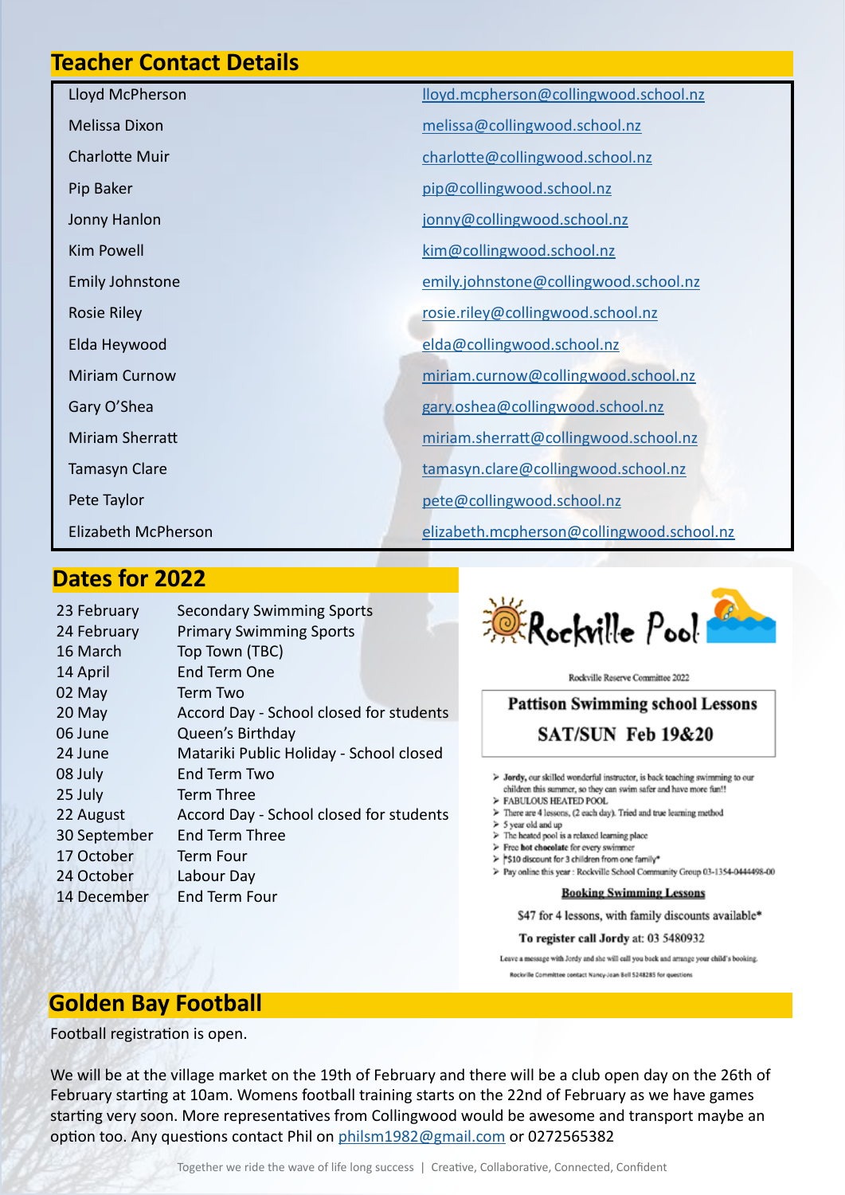## Teacher Contact Details

| | |
|---|---|
| Lloyd McPherson | lloyd.mcpherson@collingwood.school.nz |
| Melissa Dixon | melissa@collingwood.school.nz |
| Charlotte Muir | charlotte@collingwood.school.nz |
| Pip Baker | pip@collingwood.school.nz |
| Jonny Hanlon | jonny@collingwood.school.nz |
| Kim Powell | kim@collingwood.school.nz |
| Emily Johnstone | emily.johnstone@collingwood.school.nz |
| Rosie Riley | rosie.riley@collingwood.school.nz |
| Elda Heywood | elda@collingwood.school.nz |
| Miriam Curnow | miriam.curnow@collingwood.school.nz |
| Gary O'Shea | gary.oshea@collingwood.school.nz |
| Miriam Sherratt | miriam.sherratt@collingwood.school.nz |
| Tamasyn Clare | tamasyn.clare@collingwood.school.nz |
| Pete Taylor | pete@collingwood.school.nz |
| Elizabeth McPherson | elizabeth.mcpherson@collingwood.school.nz |

## Dates for 2022

| | |
|---|---|
| 23 February | Secondary Swimming Sports |
| 24 February | Primary Swimming Sports |
| 16 March | Top Town (TBC) |
| 14 April | End Term One |
| 02 May | Term Two |
| 20 May | Accord Day - School closed for students |
| 06 June | Queen's Birthday |
| 24 June | Matariki Public Holiday - School closed |
| 08 July | End Term Two |
| 25 July | Term Three |
| 22 August | Accord Day - School closed for students |
| 30 September | End Term Three |
| 17 October | Term Four |
| 24 October | Labour Day |
| 14 December | End Term Four |

Rockville Pool

Rockville Reserve Committee 2022

**Pattison Swimming school Lessons**

**SAT/SUN Feb 19&20**

- **Jordy,** our skilled wonderful instructor, is back teaching swimming to our children this summer, so they can swim safer and have more fun!!
- FABULOUS HEATED POOL
- There are 4 lessons, (2 each day). Tried and true learning method
- 5 year old and up
- The heated pool is a relaxed learning place
- Free **hot chocolate** for every swimmer
- *$10 discount for 3 children from one family*
- Pay online this year : Rockville School Community Group 03-1354-0444498-00

**Booking Swimming Lessons**

$47 for 4 lessons, with family discounts available*

**To register call Jordy** at: 03 5480932

Leave a message with Jordy and she will call you back and arrange your child's booking.

Rockville Committee contact Nancy-Jean Bell 5248285 for questions

## Golden Bay Football

Football registration is open.

We will be at the village market on the 19th of February and there will be a club open day on the 26th of February starting at 10am. Womens football training starts on the 22nd of February as we have games starting very soon. More representatives from Collingwood would be awesome and transport maybe an option too. Any questions contact Phil on philsm1982@gmail.com or 0272565382

Together we ride the wave of life long success | Creative, Collaborative, Connected, Confident